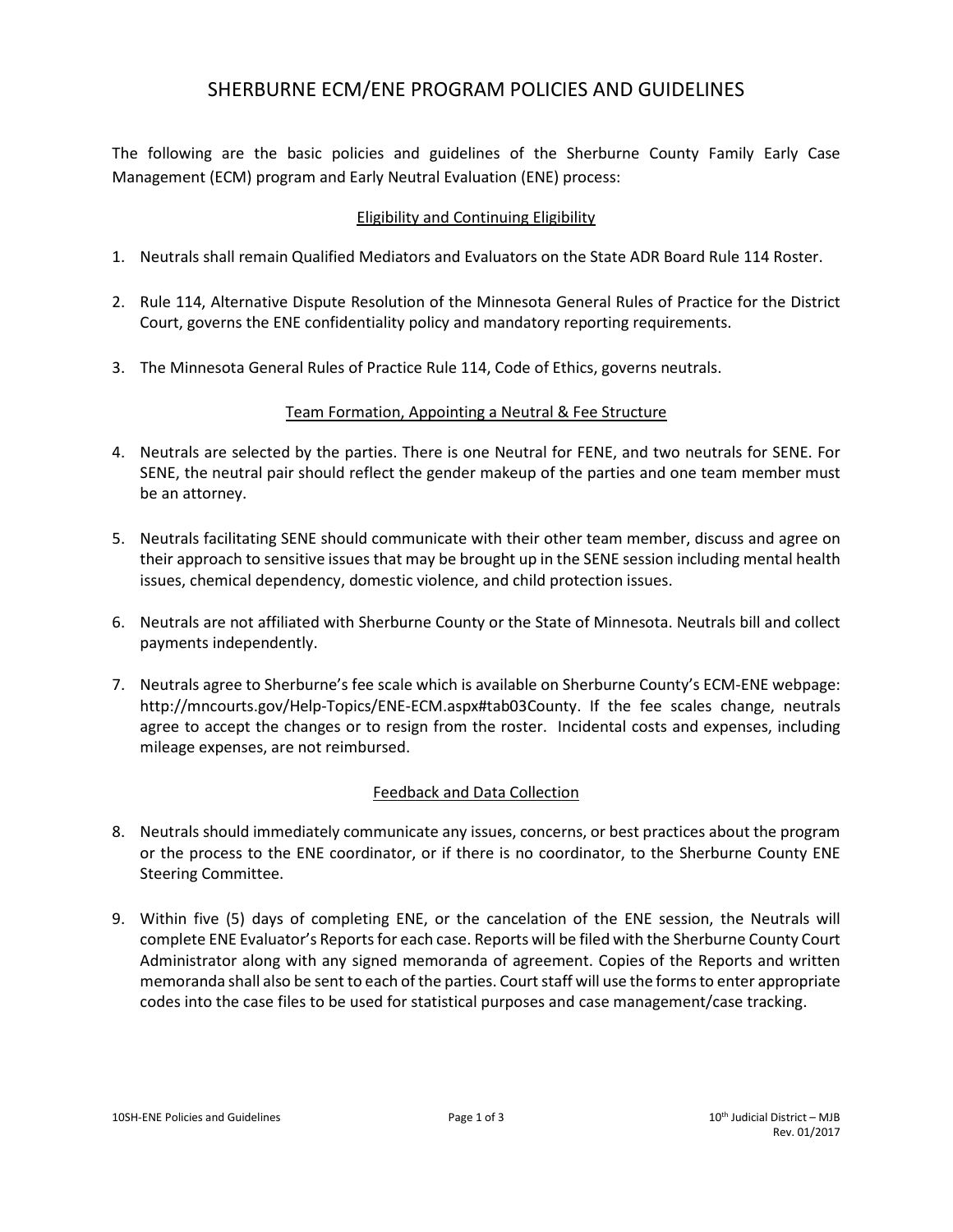# SHERBURNE ECM/ENE PROGRAM POLICIES AND GUIDELINES

The following are the basic policies and guidelines of the Sherburne County Family Early Case Management (ECM) program and Early Neutral Evaluation (ENE) process:

## Eligibility and Continuing Eligibility

1. Neutrals shall remain Qualified Mediators and Evaluators on the State ADR Board Rule 114 Roster.

2. Rule 114, Alternative Dispute Resolution of the Minnesota General Rules of Practice for the District Court, governs the ENE confidentiality policy and mandatory reporting requirements.

3. The Minnesota General Rules of Practice Rule 114, Code of Ethics, governs neutrals.

## Team Formation, Appointing a Neutral & Fee Structure

4. Neutrals are selected by the parties. There is one Neutral for FENE, and two neutrals for SENE. For SENE, the neutral pair should reflect the gender makeup of the parties and one team member must be an attorney.

5. Neutrals facilitating SENE should communicate with their other team member, discuss and agree on their approach to sensitive issues that may be brought up in the SENE session including mental health issues, chemical dependency, domestic violence, and child protection issues.

6. Neutrals are not affiliated with Sherburne County or the State of Minnesota. Neutrals bill and collect payments independently.

7. Neutrals agree to Sherburne's fee scale which is available on Sherburne County's ECM-ENE webpage: http://mncourts.gov/Help-Topics/ENE-ECM.aspx#tab03County. If the fee scales change, neutrals agree to accept the changes or to resign from the roster. Incidental costs and expenses, including mileage expenses, are not reimbursed.

## Feedback and Data Collection

8. Neutrals should immediately communicate any issues, concerns, or best practices about the program or the process to the ENE coordinator, or if there is no coordinator, to the Sherburne County ENE Steering Committee.

9. Within five (5) days of completing ENE, or the cancelation of the ENE session, the Neutrals will complete ENE Evaluator's Reports for each case. Reports will be filed with the Sherburne County Court Administrator along with any signed memoranda of agreement. Copies of the Reports and written memoranda shall also be sent to each of the parties. Court staff will use the forms to enter appropriate codes into the case files to be used for statistical purposes and case management/case tracking.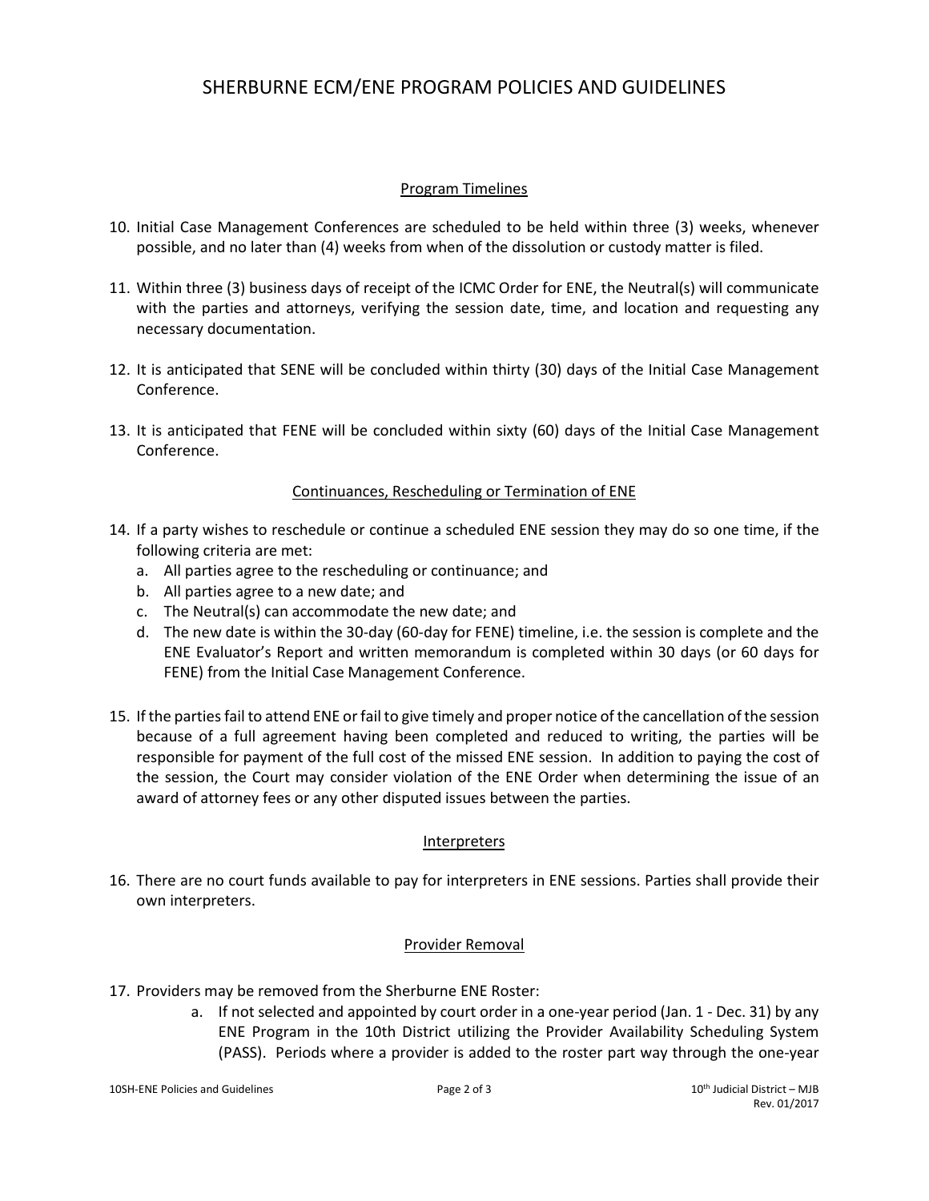# SHERBURNE ECM/ENE PROGRAM POLICIES AND GUIDELINES

## Program Timelines

10. Initial Case Management Conferences are scheduled to be held within three (3) weeks, whenever possible, and no later than (4) weeks from when of the dissolution or custody matter is filed.

11. Within three (3) business days of receipt of the ICMC Order for ENE, the Neutral(s) will communicate with the parties and attorneys, verifying the session date, time, and location and requesting any necessary documentation.

12. It is anticipated that SENE will be concluded within thirty (30) days of the Initial Case Management Conference.

13. It is anticipated that FENE will be concluded within sixty (60) days of the Initial Case Management Conference.

## Continuances, Rescheduling or Termination of ENE

14. If a party wishes to reschedule or continue a scheduled ENE session they may do so one time, if the following criteria are met:
    a. All parties agree to the rescheduling or continuance; and
    b. All parties agree to a new date; and
    c. The Neutral(s) can accommodate the new date; and
    d. The new date is within the 30-day (60-day for FENE) timeline, i.e. the session is complete and the ENE Evaluator's Report and written memorandum is completed within 30 days (or 60 days for FENE) from the Initial Case Management Conference.

15. If the parties fail to attend ENE or fail to give timely and proper notice of the cancellation of the session because of a full agreement having been completed and reduced to writing, the parties will be responsible for payment of the full cost of the missed ENE session. In addition to paying the cost of the session, the Court may consider violation of the ENE Order when determining the issue of an award of attorney fees or any other disputed issues between the parties.

## Interpreters

16. There are no court funds available to pay for interpreters in ENE sessions. Parties shall provide their own interpreters.

## Provider Removal

17. Providers may be removed from the Sherburne ENE Roster:
    a. If not selected and appointed by court order in a one-year period (Jan. 1 - Dec. 31) by any ENE Program in the 10th District utilizing the Provider Availability Scheduling System (PASS). Periods where a provider is added to the roster part way through the one-year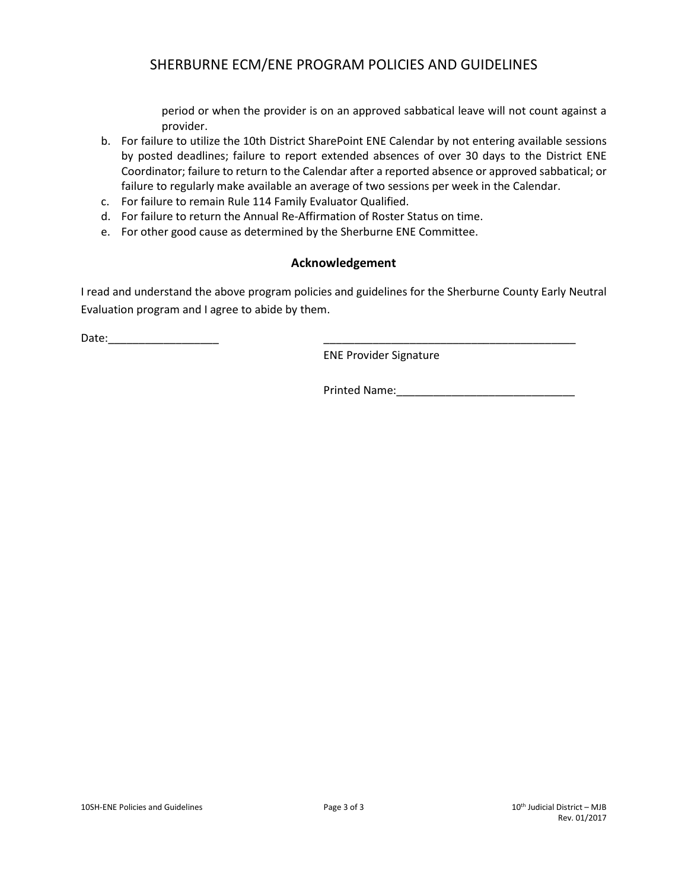period or when the provider is on an approved sabbatical leave will not count against a provider.

b. For failure to utilize the 10th District SharePoint ENE Calendar by not entering available sessions by posted deadlines; failure to report extended absences of over 30 days to the District ENE Coordinator; failure to return to the Calendar after a reported absence or approved sabbatical; or failure to regularly make available an average of two sessions per week in the Calendar.
c. For failure to remain Rule 114 Family Evaluator Qualified.
d. For failure to return the Annual Re-Affirmation of Roster Status on time.
e. For other good cause as determined by the Sherburne ENE Committee.

## Acknowledgement

I read and understand the above program policies and guidelines for the Sherburne County Early Neutral Evaluation program and I agree to abide by them.

Date:__________________

__________________________________________
ENE Provider Signature

Printed Name:_____________________________